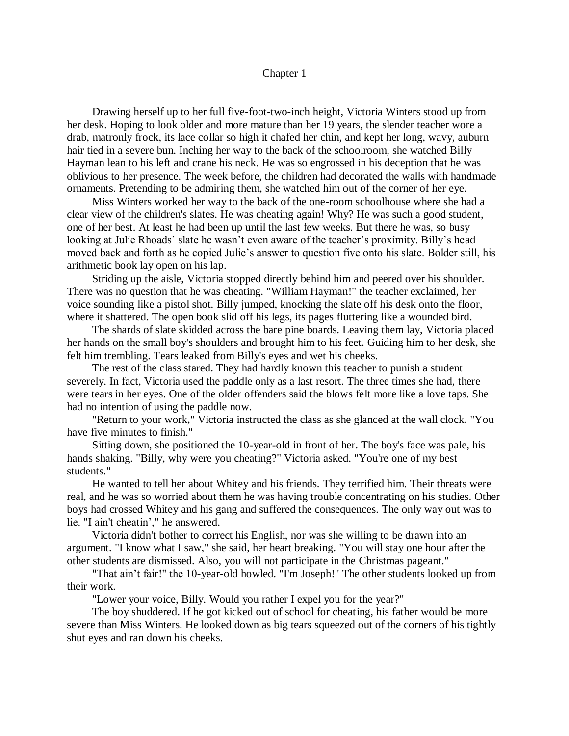# Chapter 1

Drawing herself up to her full five-foot-two-inch height, Victoria Winters stood up from her desk. Hoping to look older and more mature than her 19 years, the slender teacher wore a drab, matronly frock, its lace collar so high it chafed her chin, and kept her long, wavy, auburn hair tied in a severe bun. Inching her way to the back of the schoolroom, she watched Billy Hayman lean to his left and crane his neck. He was so engrossed in his deception that he was oblivious to her presence. The week before, the children had decorated the walls with handmade ornaments. Pretending to be admiring them, she watched him out of the corner of her eye.

Miss Winters worked her way to the back of the one-room schoolhouse where she had a clear view of the children's slates. He was cheating again! Why? He was such a good student, one of her best. At least he had been up until the last few weeks. But there he was, so busy looking at Julie Rhoads' slate he wasn't even aware of the teacher's proximity. Billy's head moved back and forth as he copied Julie's answer to question five onto his slate. Bolder still, his arithmetic book lay open on his lap.

Striding up the aisle, Victoria stopped directly behind him and peered over his shoulder. There was no question that he was cheating. "William Hayman!" the teacher exclaimed, her voice sounding like a pistol shot. Billy jumped, knocking the slate off his desk onto the floor, where it shattered. The open book slid off his legs, its pages fluttering like a wounded bird.

The shards of slate skidded across the bare pine boards. Leaving them lay, Victoria placed her hands on the small boy's shoulders and brought him to his feet. Guiding him to her desk, she felt him trembling. Tears leaked from Billy's eyes and wet his cheeks.

The rest of the class stared. They had hardly known this teacher to punish a student severely. In fact, Victoria used the paddle only as a last resort. The three times she had, there were tears in her eyes. One of the older offenders said the blows felt more like a love taps. She had no intention of using the paddle now.

"Return to your work," Victoria instructed the class as she glanced at the wall clock. "You have five minutes to finish."

Sitting down, she positioned the 10-year-old in front of her. The boy's face was pale, his hands shaking. "Billy, why were you cheating?" Victoria asked. "You're one of my best students."

He wanted to tell her about Whitey and his friends. They terrified him. Their threats were real, and he was so worried about them he was having trouble concentrating on his studies. Other boys had crossed Whitey and his gang and suffered the consequences. The only way out was to lie. "I ain't cheatin'," he answered.

Victoria didn't bother to correct his English, nor was she willing to be drawn into an argument. "I know what I saw," she said, her heart breaking. "You will stay one hour after the other students are dismissed. Also, you will not participate in the Christmas pageant."

"That ain't fair!" the 10-year-old howled. "I'm Joseph!" The other students looked up from their work.

"Lower your voice, Billy. Would you rather I expel you for the year?"

The boy shuddered. If he got kicked out of school for cheating, his father would be more severe than Miss Winters. He looked down as big tears squeezed out of the corners of his tightly shut eyes and ran down his cheeks.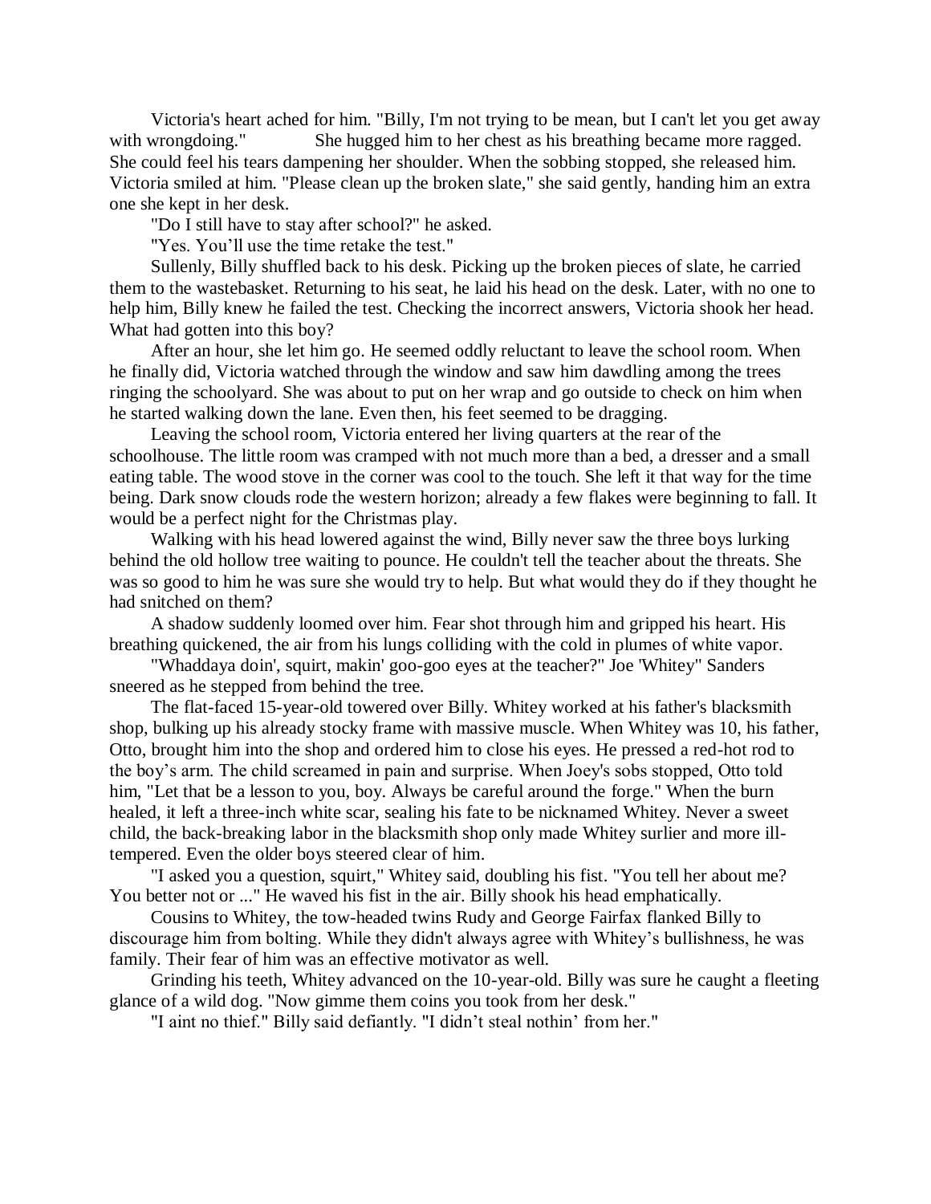Victoria's heart ached for him. "Billy, I'm not trying to be mean, but I can't let you get away with wrongdoing." She hugged him to her chest as his breathing became more ragged. She could feel his tears dampening her shoulder. When the sobbing stopped, she released him. Victoria smiled at him. "Please clean up the broken slate," she said gently, handing him an extra one she kept in her desk.

"Do I still have to stay after school?" he asked.

"Yes. You'll use the time retake the test."

Sullenly, Billy shuffled back to his desk. Picking up the broken pieces of slate, he carried them to the wastebasket. Returning to his seat, he laid his head on the desk. Later, with no one to help him, Billy knew he failed the test. Checking the incorrect answers, Victoria shook her head. What had gotten into this boy?

After an hour, she let him go. He seemed oddly reluctant to leave the school room. When he finally did, Victoria watched through the window and saw him dawdling among the trees ringing the schoolyard. She was about to put on her wrap and go outside to check on him when he started walking down the lane. Even then, his feet seemed to be dragging.

Leaving the school room, Victoria entered her living quarters at the rear of the schoolhouse. The little room was cramped with not much more than a bed, a dresser and a small eating table. The wood stove in the corner was cool to the touch. She left it that way for the time being. Dark snow clouds rode the western horizon; already a few flakes were beginning to fall. It would be a perfect night for the Christmas play.

Walking with his head lowered against the wind, Billy never saw the three boys lurking behind the old hollow tree waiting to pounce. He couldn't tell the teacher about the threats. She was so good to him he was sure she would try to help. But what would they do if they thought he had snitched on them?

A shadow suddenly loomed over him. Fear shot through him and gripped his heart. His breathing quickened, the air from his lungs colliding with the cold in plumes of white vapor.

"Whaddaya doin', squirt, makin' goo-goo eyes at the teacher?" Joe 'Whitey" Sanders sneered as he stepped from behind the tree.

The flat-faced 15-year-old towered over Billy. Whitey worked at his father's blacksmith shop, bulking up his already stocky frame with massive muscle. When Whitey was 10, his father, Otto, brought him into the shop and ordered him to close his eyes. He pressed a red-hot rod to the boy's arm. The child screamed in pain and surprise. When Joey's sobs stopped, Otto told him, "Let that be a lesson to you, boy. Always be careful around the forge." When the burn healed, it left a three-inch white scar, sealing his fate to be nicknamed Whitey. Never a sweet child, the back-breaking labor in the blacksmith shop only made Whitey surlier and more ill-tempered. Even the older boys steered clear of him.

"I asked you a question, squirt," Whitey said, doubling his fist. "You tell her about me? You better not or ..." He waved his fist in the air. Billy shook his head emphatically.

Cousins to Whitey, the tow-headed twins Rudy and George Fairfax flanked Billy to discourage him from bolting. While they didn't always agree with Whitey's bullishness, he was family. Their fear of him was an effective motivator as well.

Grinding his teeth, Whitey advanced on the 10-year-old. Billy was sure he caught a fleeting glance of a wild dog. "Now gimme them coins you took from her desk."

"I aint no thief." Billy said defiantly. "I didn't steal nothin' from her."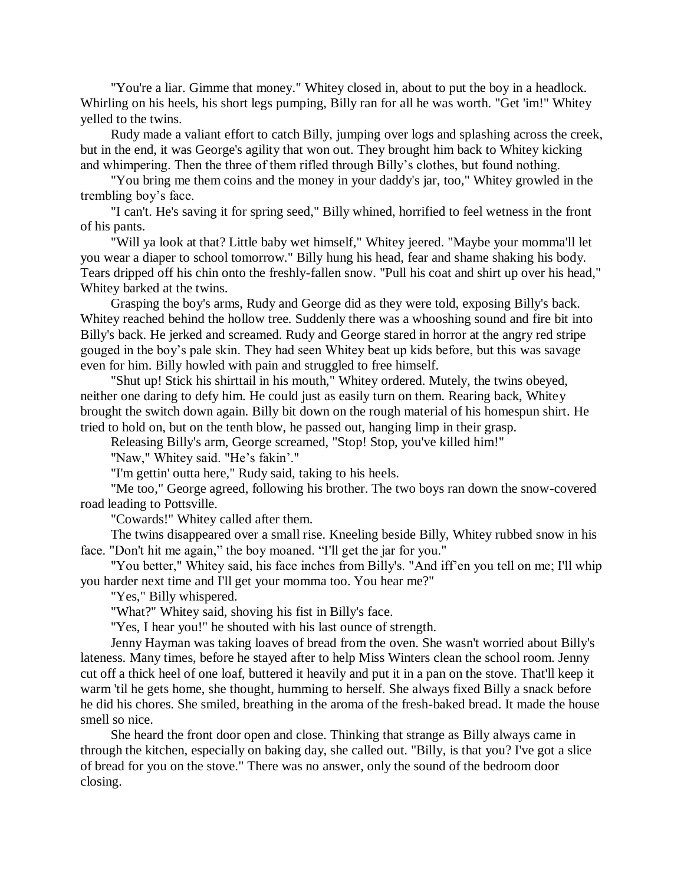"You're a liar. Gimme that money." Whitey closed in, about to put the boy in a headlock. Whirling on his heels, his short legs pumping, Billy ran for all he was worth. "Get 'im!" Whitey yelled to the twins.

Rudy made a valiant effort to catch Billy, jumping over logs and splashing across the creek, but in the end, it was George's agility that won out. They brought him back to Whitey kicking and whimpering. Then the three of them rifled through Billy's clothes, but found nothing.

"You bring me them coins and the money in your daddy's jar, too," Whitey growled in the trembling boy's face.

"I can't. He's saving it for spring seed," Billy whined, horrified to feel wetness in the front of his pants.

"Will ya look at that? Little baby wet himself," Whitey jeered. "Maybe your momma'll let you wear a diaper to school tomorrow." Billy hung his head, fear and shame shaking his body. Tears dripped off his chin onto the freshly-fallen snow. "Pull his coat and shirt up over his head," Whitey barked at the twins.

Grasping the boy's arms, Rudy and George did as they were told, exposing Billy's back. Whitey reached behind the hollow tree. Suddenly there was a whooshing sound and fire bit into Billy's back. He jerked and screamed. Rudy and George stared in horror at the angry red stripe gouged in the boy's pale skin. They had seen Whitey beat up kids before, but this was savage even for him. Billy howled with pain and struggled to free himself.

"Shut up! Stick his shirttail in his mouth," Whitey ordered. Mutely, the twins obeyed, neither one daring to defy him. He could just as easily turn on them. Rearing back, Whitey brought the switch down again. Billy bit down on the rough material of his homespun shirt. He tried to hold on, but on the tenth blow, he passed out, hanging limp in their grasp.

Releasing Billy's arm, George screamed, "Stop! Stop, you've killed him!"

"Naw," Whitey said. "He's fakin'."

"I'm gettin' outta here," Rudy said, taking to his heels.

"Me too," George agreed, following his brother. The two boys ran down the snow-covered road leading to Pottsville.

"Cowards!" Whitey called after them.

The twins disappeared over a small rise. Kneeling beside Billy, Whitey rubbed snow in his face. "Don't hit me again," the boy moaned. "I'll get the jar for you."

"You better," Whitey said, his face inches from Billy's. "And iff'en you tell on me; I'll whip you harder next time and I'll get your momma too. You hear me?"

"Yes," Billy whispered.

"What?" Whitey said, shoving his fist in Billy's face.

"Yes, I hear you!" he shouted with his last ounce of strength.

Jenny Hayman was taking loaves of bread from the oven. She wasn't worried about Billy's lateness. Many times, before he stayed after to help Miss Winters clean the school room. Jenny cut off a thick heel of one loaf, buttered it heavily and put it in a pan on the stove. That'll keep it warm 'til he gets home, she thought, humming to herself. She always fixed Billy a snack before he did his chores. She smiled, breathing in the aroma of the fresh-baked bread. It made the house smell so nice.

She heard the front door open and close. Thinking that strange as Billy always came in through the kitchen, especially on baking day, she called out. "Billy, is that you? I've got a slice of bread for you on the stove." There was no answer, only the sound of the bedroom door closing.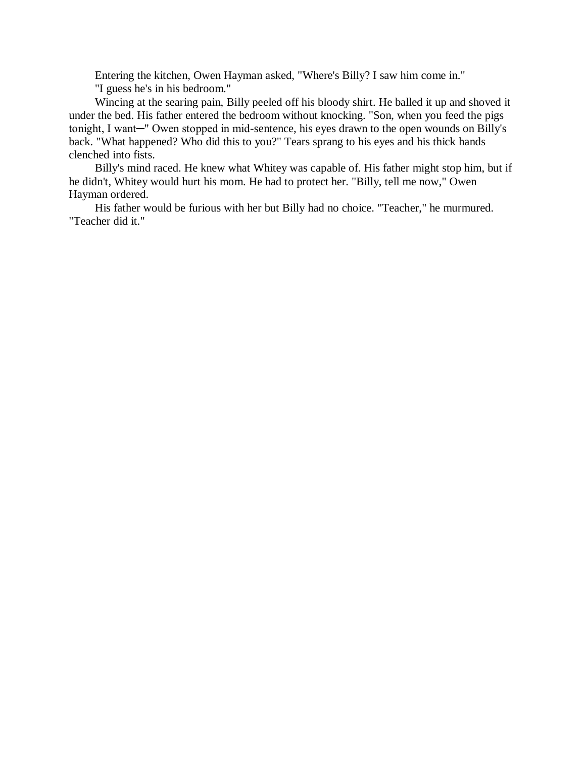Entering the kitchen, Owen Hayman asked, "Where's Billy? I saw him come in."

"I guess he's in his bedroom."

Wincing at the searing pain, Billy peeled off his bloody shirt. He balled it up and shoved it under the bed. His father entered the bedroom without knocking. "Son, when you feed the pigs tonight, I want─" Owen stopped in mid-sentence, his eyes drawn to the open wounds on Billy's back. "What happened? Who did this to you?" Tears sprang to his eyes and his thick hands clenched into fists.

Billy's mind raced. He knew what Whitey was capable of. His father might stop him, but if he didn't, Whitey would hurt his mom. He had to protect her. "Billy, tell me now," Owen Hayman ordered.

His father would be furious with her but Billy had no choice. "Teacher," he murmured. "Teacher did it."